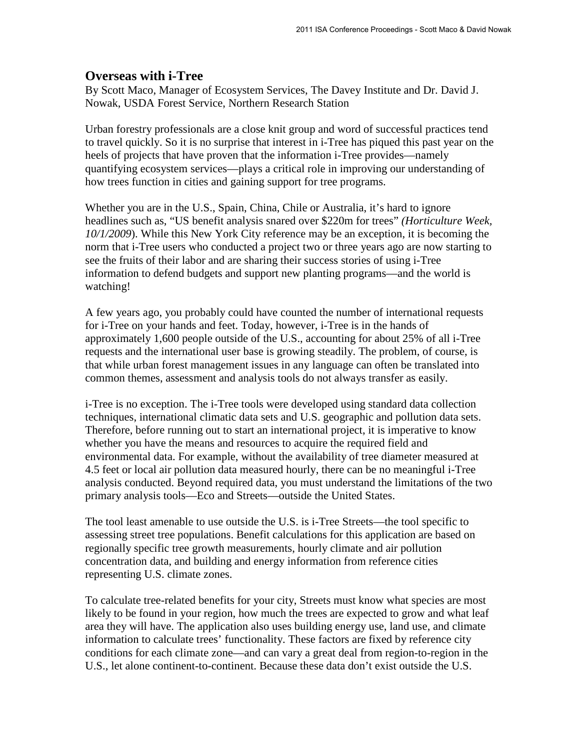# Overseas with i-Tree

By Scott Maco, Manager of Ecosystem Services, The Davey Institute and Dr. David J. Nowak, USDA Forest Service, Northern Research Station

Urban forestry professionals are a close knit group and word of successful practices tend to travel quickly. So it is no surprise that interest in i-Tree has piqued this past year on the heels of projects that have proven that the information i-Tree provides—namely quantifying ecosystem services—plays a critical role in improving our understanding of how trees function in cities and gaining support for tree programs.

Whether you are in the U.S., Spain, China, Chile or Australia, it's hard to ignore headlines such as, "US benefit analysis snared over $220m for trees" *(Horticulture Week, 10/1/2009)*. While this New York City reference may be an exception, it is becoming the norm that i-Tree users who conducted a project two or three years ago are now starting to see the fruits of their labor and are sharing their success stories of using i-Tree information to defend budgets and support new planting programs—and the world is watching!

A few years ago, you probably could have counted the number of international requests for i-Tree on your hands and feet. Today, however, i-Tree is in the hands of approximately 1,600 people outside of the U.S., accounting for about 25% of all i-Tree requests and the international user base is growing steadily. The problem, of course, is that while urban forest management issues in any language can often be translated into common themes, assessment and analysis tools do not always transfer as easily.

i-Tree is no exception. The i-Tree tools were developed using standard data collection techniques, international climatic data sets and U.S. geographic and pollution data sets. Therefore, before running out to start an international project, it is imperative to know whether you have the means and resources to acquire the required field and environmental data. For example, without the availability of tree diameter measured at 4.5 feet or local air pollution data measured hourly, there can be no meaningful i-Tree analysis conducted. Beyond required data, you must understand the limitations of the two primary analysis tools—Eco and Streets—outside the United States.

The tool least amenable to use outside the U.S. is i-Tree Streets—the tool specific to assessing street tree populations. Benefit calculations for this application are based on regionally specific tree growth measurements, hourly climate and air pollution concentration data, and building and energy information from reference cities representing U.S. climate zones.

To calculate tree-related benefits for your city, Streets must know what species are most likely to be found in your region, how much the trees are expected to grow and what leaf area they will have. The application also uses building energy use, land use, and climate information to calculate trees' functionality. These factors are fixed by reference city conditions for each climate zone—and can vary a great deal from region-to-region in the U.S., let alone continent-to-continent. Because these data don't exist outside the U.S.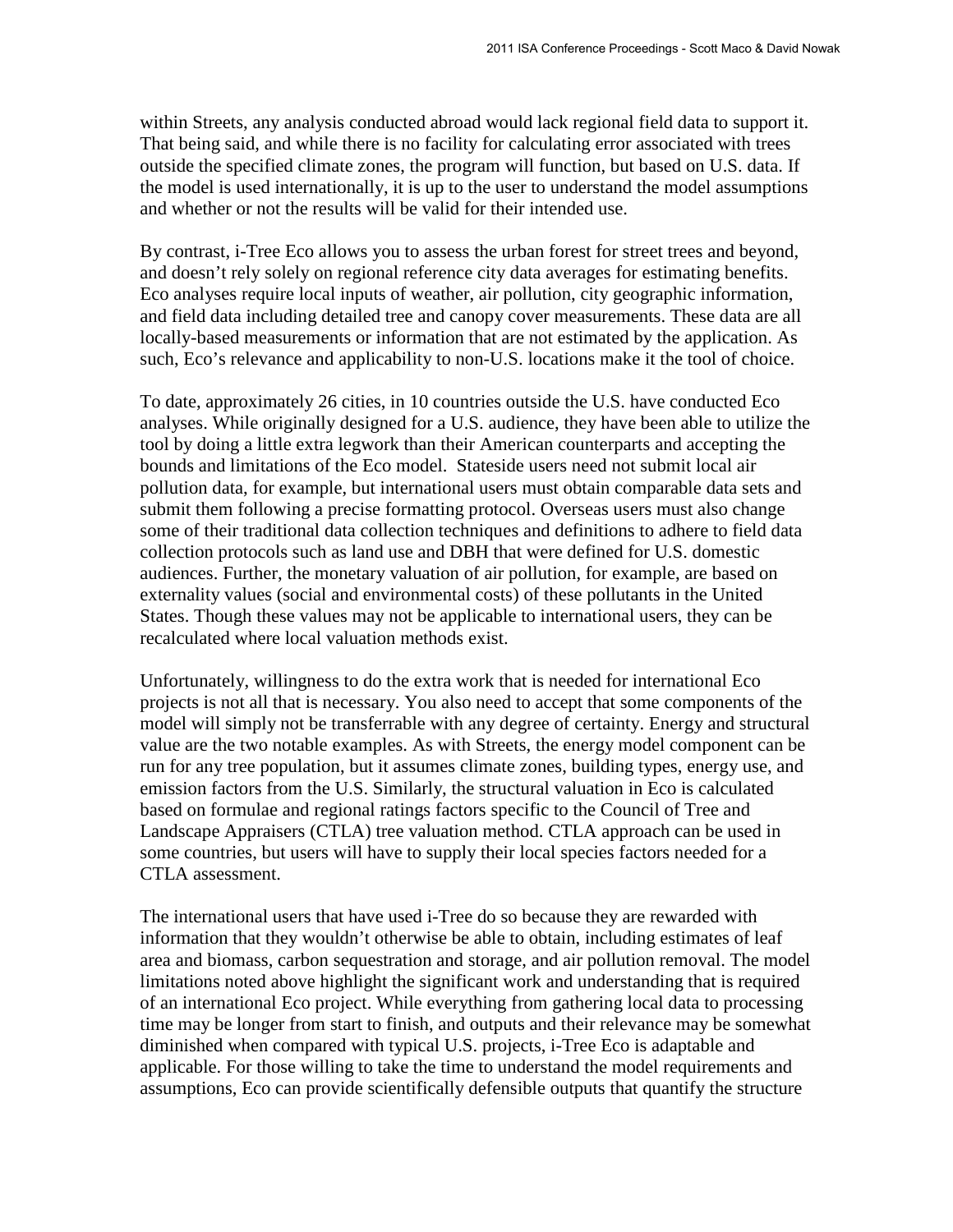within Streets, any analysis conducted abroad would lack regional field data to support it. That being said, and while there is no facility for calculating error associated with trees outside the specified climate zones, the program will function, but based on U.S. data. If the model is used internationally, it is up to the user to understand the model assumptions and whether or not the results will be valid for their intended use.

By contrast, i-Tree Eco allows you to assess the urban forest for street trees and beyond, and doesn't rely solely on regional reference city data averages for estimating benefits. Eco analyses require local inputs of weather, air pollution, city geographic information, and field data including detailed tree and canopy cover measurements. These data are all locally-based measurements or information that are not estimated by the application. As such, Eco's relevance and applicability to non-U.S. locations make it the tool of choice.

To date, approximately 26 cities, in 10 countries outside the U.S. have conducted Eco analyses. While originally designed for a U.S. audience, they have been able to utilize the tool by doing a little extra legwork than their American counterparts and accepting the bounds and limitations of the Eco model. Stateside users need not submit local air pollution data, for example, but international users must obtain comparable data sets and submit them following a precise formatting protocol. Overseas users must also change some of their traditional data collection techniques and definitions to adhere to field data collection protocols such as land use and DBH that were defined for U.S. domestic audiences. Further, the monetary valuation of air pollution, for example, are based on externality values (social and environmental costs) of these pollutants in the United States. Though these values may not be applicable to international users, they can be recalculated where local valuation methods exist.

Unfortunately, willingness to do the extra work that is needed for international Eco projects is not all that is necessary. You also need to accept that some components of the model will simply not be transferrable with any degree of certainty. Energy and structural value are the two notable examples. As with Streets, the energy model component can be run for any tree population, but it assumes climate zones, building types, energy use, and emission factors from the U.S. Similarly, the structural valuation in Eco is calculated based on formulae and regional ratings factors specific to the Council of Tree and Landscape Appraisers (CTLA) tree valuation method. CTLA approach can be used in some countries, but users will have to supply their local species factors needed for a CTLA assessment.

The international users that have used i-Tree do so because they are rewarded with information that they wouldn't otherwise be able to obtain, including estimates of leaf area and biomass, carbon sequestration and storage, and air pollution removal. The model limitations noted above highlight the significant work and understanding that is required of an international Eco project. While everything from gathering local data to processing time may be longer from start to finish, and outputs and their relevance may be somewhat diminished when compared with typical U.S. projects, i-Tree Eco is adaptable and applicable. For those willing to take the time to understand the model requirements and assumptions, Eco can provide scientifically defensible outputs that quantify the structure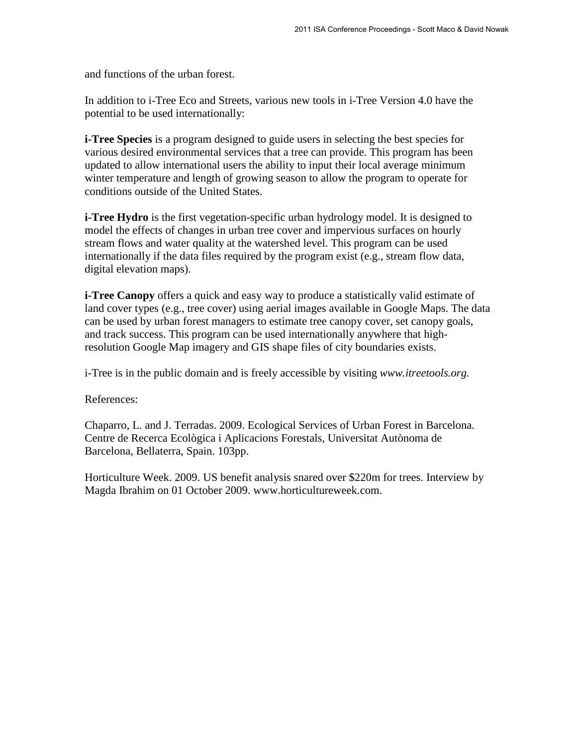and functions of the urban forest.

In addition to i-Tree Eco and Streets, various new tools in i-Tree Version 4.0 have the potential to be used internationally:

**i-Tree Species** is a program designed to guide users in selecting the best species for various desired environmental services that a tree can provide. This program has been updated to allow international users the ability to input their local average minimum winter temperature and length of growing season to allow the program to operate for conditions outside of the United States.

**i-Tree Hydro** is the first vegetation-specific urban hydrology model. It is designed to model the effects of changes in urban tree cover and impervious surfaces on hourly stream flows and water quality at the watershed level. This program can be used internationally if the data files required by the program exist (e.g., stream flow data, digital elevation maps).

**i-Tree Canopy** offers a quick and easy way to produce a statistically valid estimate of land cover types (e.g., tree cover) using aerial images available in Google Maps. The data can be used by urban forest managers to estimate tree canopy cover, set canopy goals, and track success. This program can be used internationally anywhere that high-resolution Google Map imagery and GIS shape files of city boundaries exists.

i-Tree is in the public domain and is freely accessible by visiting *www.itreetools.org.*

References:

Chaparro, L. and J. Terradas. 2009. Ecological Services of Urban Forest in Barcelona. Centre de Recerca Ecològica i Aplicacions Forestals, Universitat Autònoma de Barcelona, Bellaterra, Spain. 103pp.

Horticulture Week. 2009. US benefit analysis snared over $220m for trees. Interview by Magda Ibrahim on 01 October 2009. www.horticultureweek.com.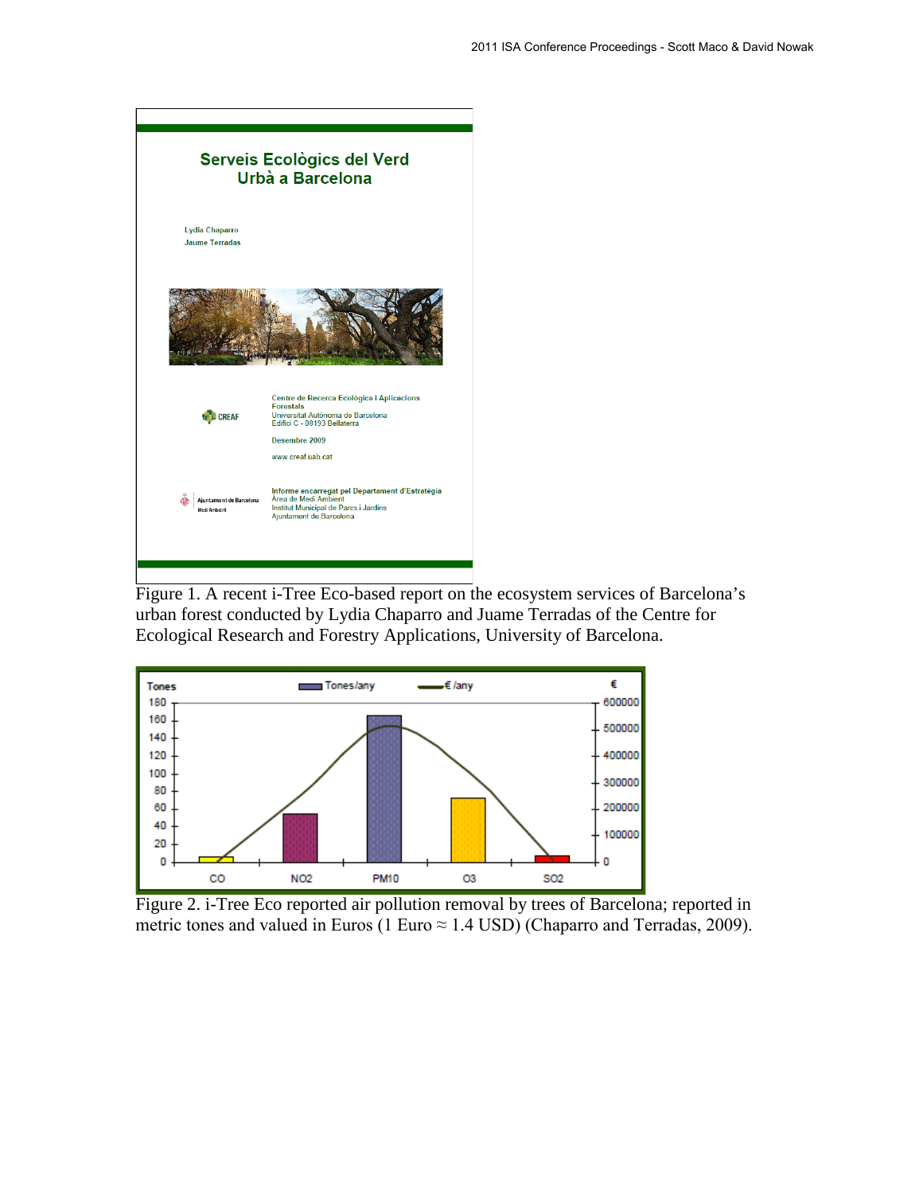Serveis Ecològics del Verd
Urbà a Barcelona

Lydia Chaparro
Jaume Terradas

CREAF

Centre de Recerca Ecològica i Aplicacions Forestals
Universitat Autònoma de Barcelona
Edifici C - 08193 Bellaterra

Desembre 2009

www.creaf.uab.cat

Ajuntament de Barcelona
Medi Ambient

Informe encarregat pel Departament d'Estratègia
Àrea de Medi Ambient
Institut Municipal de Parcs i Jardins
Ajuntament de Barcelona

Figure 1. A recent i-Tree Eco-based report on the ecosystem services of Barcelona's urban forest conducted by Lydia Chaparro and Juame Terradas of the Centre for Ecological Research and Forestry Applications, University of Barcelona.

Tones

Tones/any

€/any

€

180
160
140
120
100
80
60
40
20
0

600000
500000
400000
300000
200000
100000
0

CO
NO2
PM10
O3
SO2

Figure 2. i-Tree Eco reported air pollution removal by trees of Barcelona; reported in metric tones and valued in Euros (1 Euro ≈ 1.4 USD) (Chaparro and Terradas, 2009).